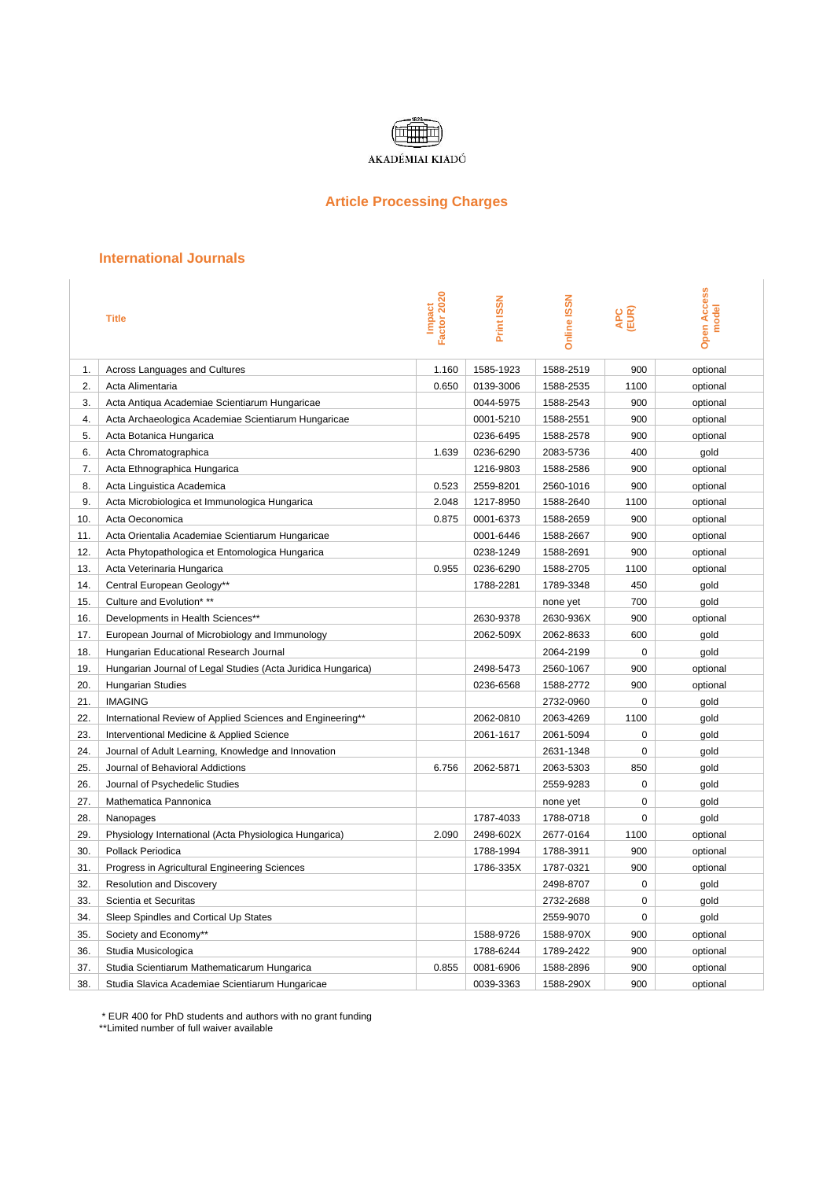AKADÉMIAI KIADÓ

## Article Processing Charges

### International Journals

| | Title | Impact Factor 2020 | Print ISSN | Online ISSN | APC (EUR) | Open Access model |
|---|---|---|---|---|---|---|
| 1. | Across Languages and Cultures | 1.160 | 1585-1923 | 1588-2519 | 900 | optional |
| 2. | Acta Alimentaria | 0.650 | 0139-3006 | 1588-2535 | 1100 | optional |
| 3. | Acta Antiqua Academiae Scientiarum Hungaricae | | 0044-5975 | 1588-2543 | 900 | optional |
| 4. | Acta Archaeologica Academiae Scientiarum Hungaricae | | 0001-5210 | 1588-2551 | 900 | optional |
| 5. | Acta Botanica Hungarica | | 0236-6495 | 1588-2578 | 900 | optional |
| 6. | Acta Chromatographica | 1.639 | 0236-6290 | 2083-5736 | 400 | gold |
| 7. | Acta Ethnographica Hungarica | | 1216-9803 | 1588-2586 | 900 | optional |
| 8. | Acta Linguistica Academica | 0.523 | 2559-8201 | 2560-1016 | 900 | optional |
| 9. | Acta Microbiologica et Immunologica Hungarica | 2.048 | 1217-8950 | 1588-2640 | 1100 | optional |
| 10. | Acta Oeconomica | 0.875 | 0001-6373 | 1588-2659 | 900 | optional |
| 11. | Acta Orientalia Academiae Scientiarum Hungaricae | | 0001-6446 | 1588-2667 | 900 | optional |
| 12. | Acta Phytopathologica et Entomologica Hungarica | | 0238-1249 | 1588-2691 | 900 | optional |
| 13. | Acta Veterinaria Hungarica | 0.955 | 0236-6290 | 1588-2705 | 1100 | optional |
| 14. | Central European Geology** | | 1788-2281 | 1789-3348 | 450 | gold |
| 15. | Culture and Evolution* ** | | | none yet | 700 | gold |
| 16. | Developments in Health Sciences** | | 2630-9378 | 2630-936X | 900 | optional |
| 17. | European Journal of Microbiology and Immunology | | 2062-509X | 2062-8633 | 600 | gold |
| 18. | Hungarian Educational Research Journal | | | 2064-2199 | 0 | gold |
| 19. | Hungarian Journal of Legal Studies (Acta Juridica Hungarica) | | 2498-5473 | 2560-1067 | 900 | optional |
| 20. | Hungarian Studies | | 0236-6568 | 1588-2772 | 900 | optional |
| 21. | IMAGING | | | 2732-0960 | 0 | gold |
| 22. | International Review of Applied Sciences and Engineering** | | 2062-0810 | 2063-4269 | 1100 | gold |
| 23. | Interventional Medicine & Applied Science | | 2061-1617 | 2061-5094 | 0 | gold |
| 24. | Journal of Adult Learning, Knowledge and Innovation | | | 2631-1348 | 0 | gold |
| 25. | Journal of Behavioral Addictions | 6.756 | 2062-5871 | 2063-5303 | 850 | gold |
| 26. | Journal of Psychedelic Studies | | | 2559-9283 | 0 | gold |
| 27. | Mathematica Pannonica | | | none yet | 0 | gold |
| 28. | Nanopages | | 1787-4033 | 1788-0718 | 0 | gold |
| 29. | Physiology International (Acta Physiologica Hungarica) | 2.090 | 2498-602X | 2677-0164 | 1100 | optional |
| 30. | Pollack Periodica | | 1788-1994 | 1788-3911 | 900 | optional |
| 31. | Progress in Agricultural Engineering Sciences | | 1786-335X | 1787-0321 | 900 | optional |
| 32. | Resolution and Discovery | | | 2498-8707 | 0 | gold |
| 33. | Scientia et Securitas | | | 2732-2688 | 0 | gold |
| 34. | Sleep Spindles and Cortical Up States | | | 2559-9070 | 0 | gold |
| 35. | Society and Economy** | | 1588-9726 | 1588-970X | 900 | optional |
| 36. | Studia Musicologica | | 1788-6244 | 1789-2422 | 900 | optional |
| 37. | Studia Scientiarum Mathematicarum Hungarica | 0.855 | 0081-6906 | 1588-2896 | 900 | optional |
| 38. | Studia Slavica Academiae Scientiarum Hungaricae | | 0039-3363 | 1588-290X | 900 | optional |

* EUR 400 for PhD students and authors with no grant funding
**Limited number of full waiver available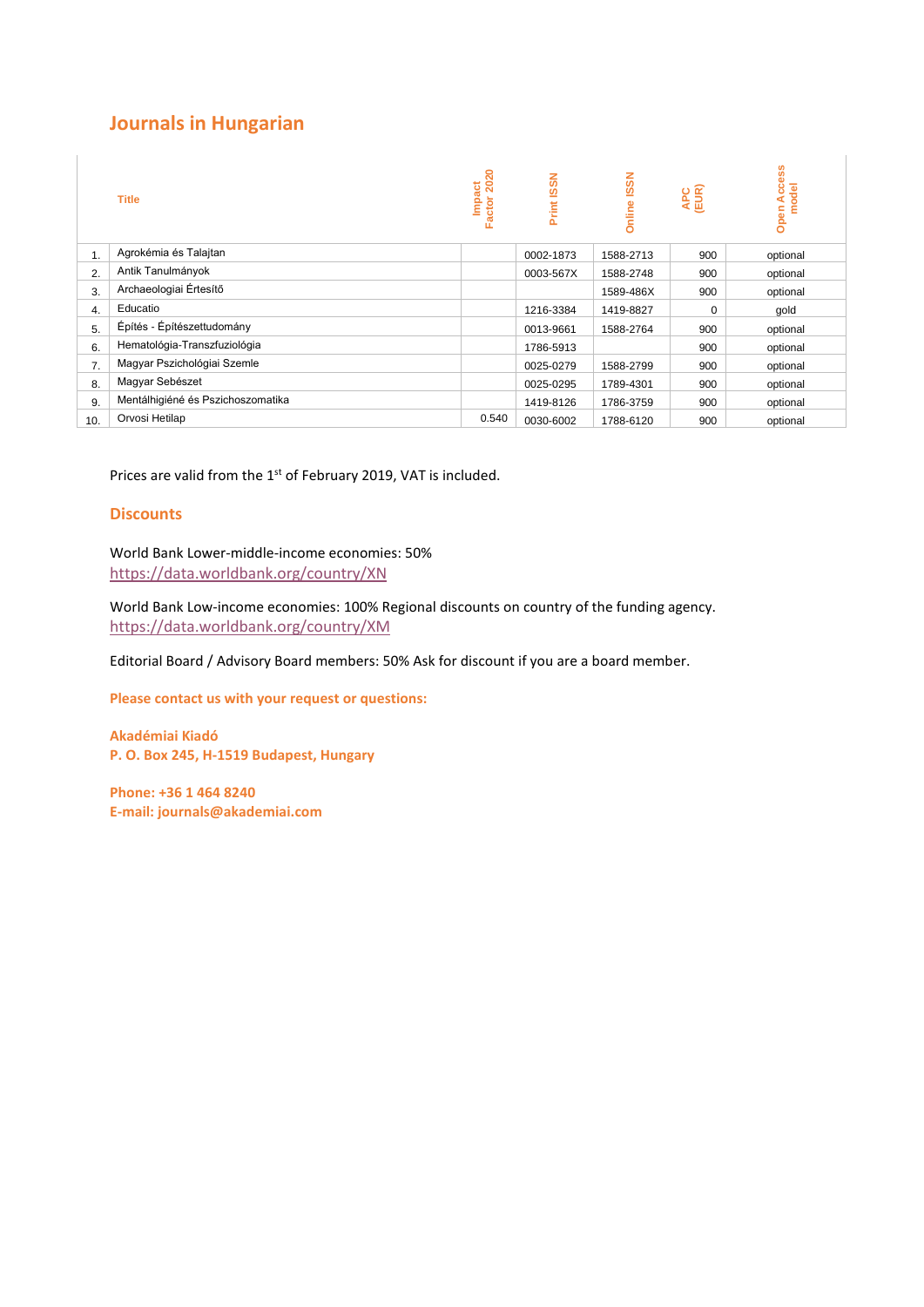## Journals in Hungarian

| | Title | Impact Factor 2020 | Print ISSN | Online ISSN | APC (EUR) | Open Access model |
|---|---|---|---|---|---|---|
| 1. | Agrokémia és Talajtan | | 0002-1873 | 1588-2713 | 900 | optional |
| 2. | Antik Tanulmányok | | 0003-567X | 1588-2748 | 900 | optional |
| 3. | Archaeologiai Értesítő | | | 1589-486X | 900 | optional |
| 4. | Educatio | | 1216-3384 | 1419-8827 | 0 | gold |
| 5. | Építés - Építészettudomány | | 0013-9661 | 1588-2764 | 900 | optional |
| 6. | Hematológia-Transzfuziológia | | 1786-5913 | | 900 | optional |
| 7. | Magyar Pszichológiai Szemle | | 0025-0279 | 1588-2799 | 900 | optional |
| 8. | Magyar Sebészet | | 0025-0295 | 1789-4301 | 900 | optional |
| 9. | Mentálhigiéné és Pszichoszomatika | | 1419-8126 | 1786-3759 | 900 | optional |
| 10. | Orvosi Hetilap | 0.540 | 0030-6002 | 1788-6120 | 900 | optional |

Prices are valid from the 1st of February 2019, VAT is included.

### Discounts

World Bank Lower-middle-income economies: 50%
https://data.worldbank.org/country/XN

World Bank Low-income economies: 100% Regional discounts on country of the funding agency.
https://data.worldbank.org/country/XM

Editorial Board / Advisory Board members: 50% Ask for discount if you are a board member.

**Please contact us with your request or questions:**

**Akadémiai Kiadó**
**P. O. Box 245, H-1519 Budapest, Hungary**

**Phone: +36 1 464 8240**
**E-mail: journals@akademiai.com**